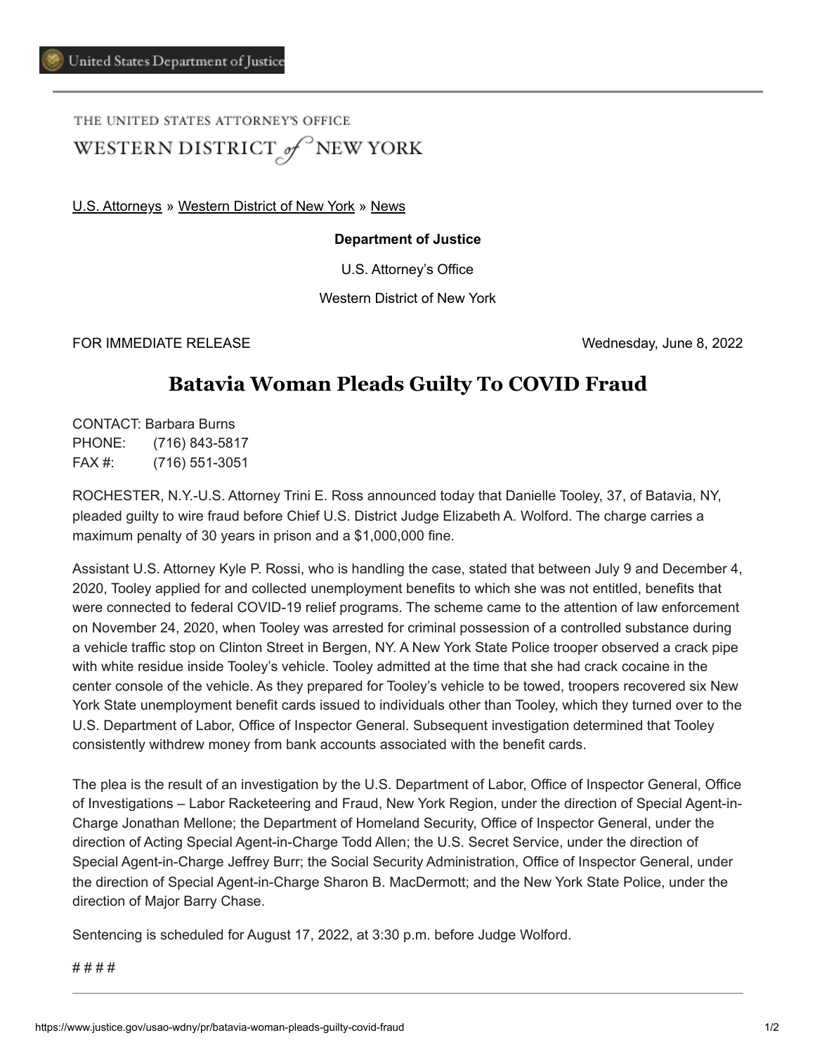United States Department of Justice

THE UNITED STATES ATTORNEY'S OFFICE

WESTERN DISTRICT of NEW YORK

[U.S. Attorneys](#) » [Western District of New York](#) » [News](#)

**Department of Justice**

U.S. Attorney's Office

Western District of New York

FOR IMMEDIATE RELEASE — Wednesday, June 8, 2022

# Batavia Woman Pleads Guilty To COVID Fraud

CONTACT: Barbara Burns
PHONE: (716) 843-5817
FAX #: (716) 551-3051

ROCHESTER, N.Y.-U.S. Attorney Trini E. Ross announced today that Danielle Tooley, 37, of Batavia, NY, pleaded guilty to wire fraud before Chief U.S. District Judge Elizabeth A. Wolford. The charge carries a maximum penalty of 30 years in prison and a $1,000,000 fine.

Assistant U.S. Attorney Kyle P. Rossi, who is handling the case, stated that between July 9 and December 4, 2020, Tooley applied for and collected unemployment benefits to which she was not entitled, benefits that were connected to federal COVID-19 relief programs. The scheme came to the attention of law enforcement on November 24, 2020, when Tooley was arrested for criminal possession of a controlled substance during a vehicle traffic stop on Clinton Street in Bergen, NY. A New York State Police trooper observed a crack pipe with white residue inside Tooley's vehicle. Tooley admitted at the time that she had crack cocaine in the center console of the vehicle. As they prepared for Tooley's vehicle to be towed, troopers recovered six New York State unemployment benefit cards issued to individuals other than Tooley, which they turned over to the U.S. Department of Labor, Office of Inspector General. Subsequent investigation determined that Tooley consistently withdrew money from bank accounts associated with the benefit cards.

The plea is the result of an investigation by the U.S. Department of Labor, Office of Inspector General, Office of Investigations – Labor Racketeering and Fraud, New York Region, under the direction of Special Agent-in-Charge Jonathan Mellone; the Department of Homeland Security, Office of Inspector General, under the direction of Acting Special Agent-in-Charge Todd Allen; the U.S. Secret Service, under the direction of Special Agent-in-Charge Jeffrey Burr; the Social Security Administration, Office of Inspector General, under the direction of Special Agent-in-Charge Sharon B. MacDermott; and the New York State Police, under the direction of Major Barry Chase.

Sentencing is scheduled for August 17, 2022, at 3:30 p.m. before Judge Wolford.

# # # #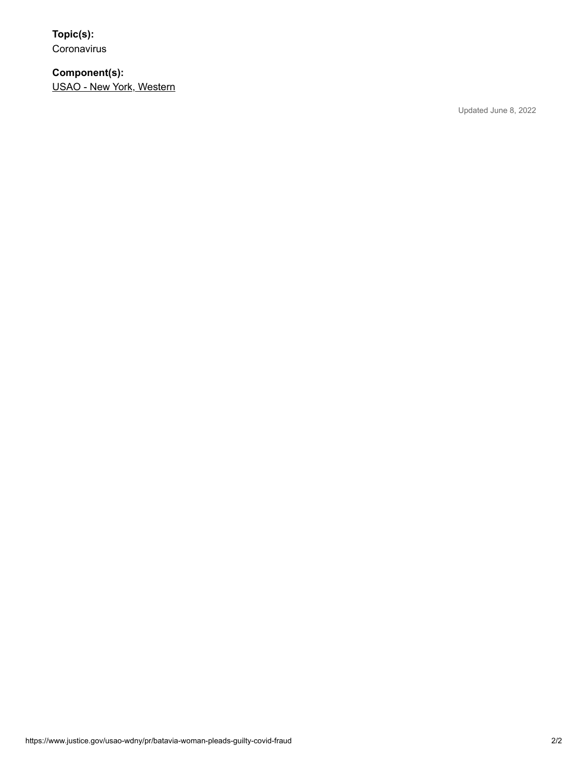**Topic(s):**
Coronavirus

**Component(s):**
USAO - New York, Western

Updated June 8, 2022